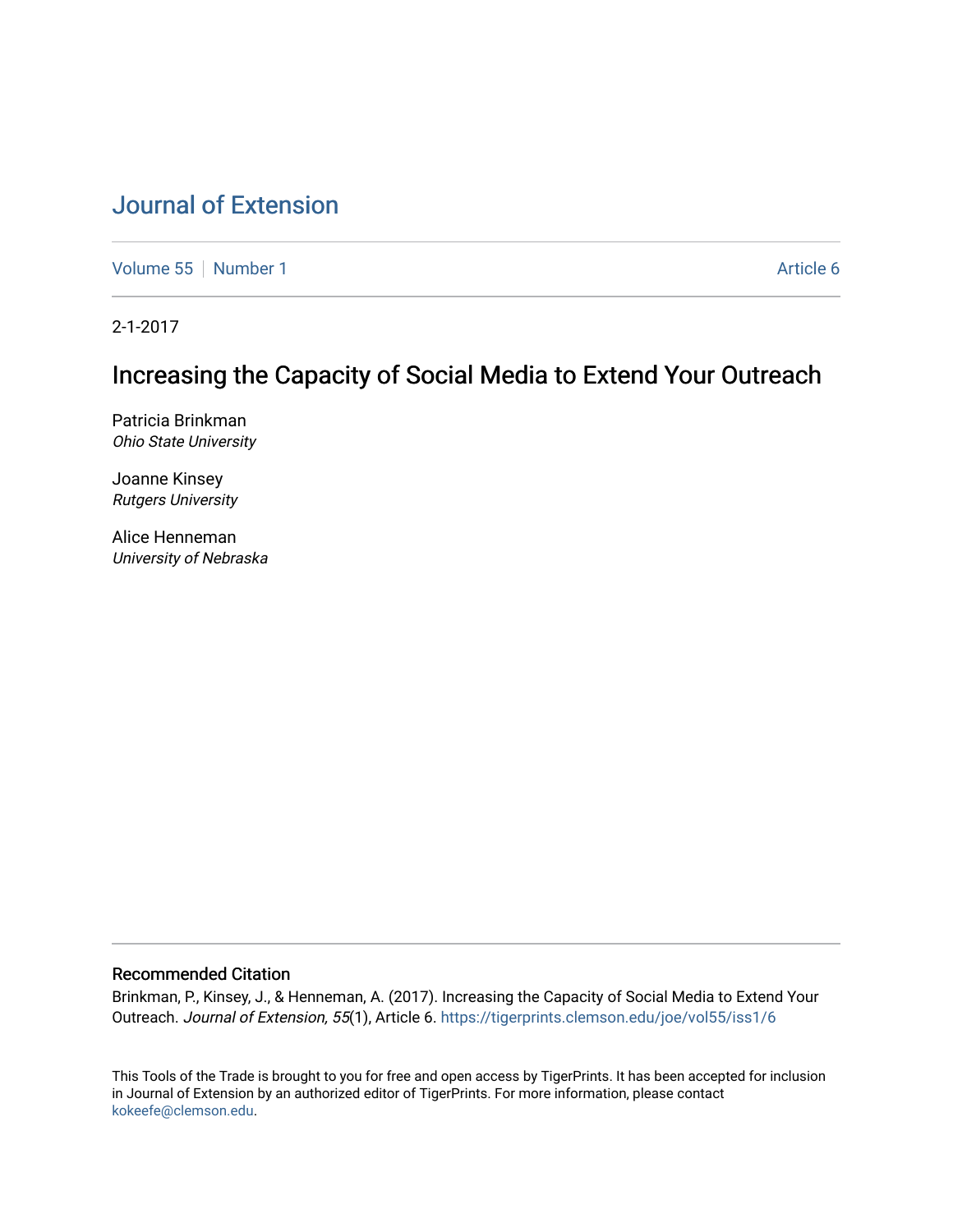# Journal of Extension

Volume 55 | Number 1 | Article 6

2-1-2017

## Increasing the Capacity of Social Media to Extend Your Outreach

Patricia Brinkman
*Ohio State University*

Joanne Kinsey
*Rutgers University*

Alice Henneman
*University of Nebraska*

### Recommended Citation

Brinkman, P., Kinsey, J., & Henneman, A. (2017). Increasing the Capacity of Social Media to Extend Your Outreach. *Journal of Extension, 55*(1), Article 6. https://tigerprints.clemson.edu/joe/vol55/iss1/6

This Tools of the Trade is brought to you for free and open access by TigerPrints. It has been accepted for inclusion in Journal of Extension by an authorized editor of TigerPrints. For more information, please contact kokeefe@clemson.edu.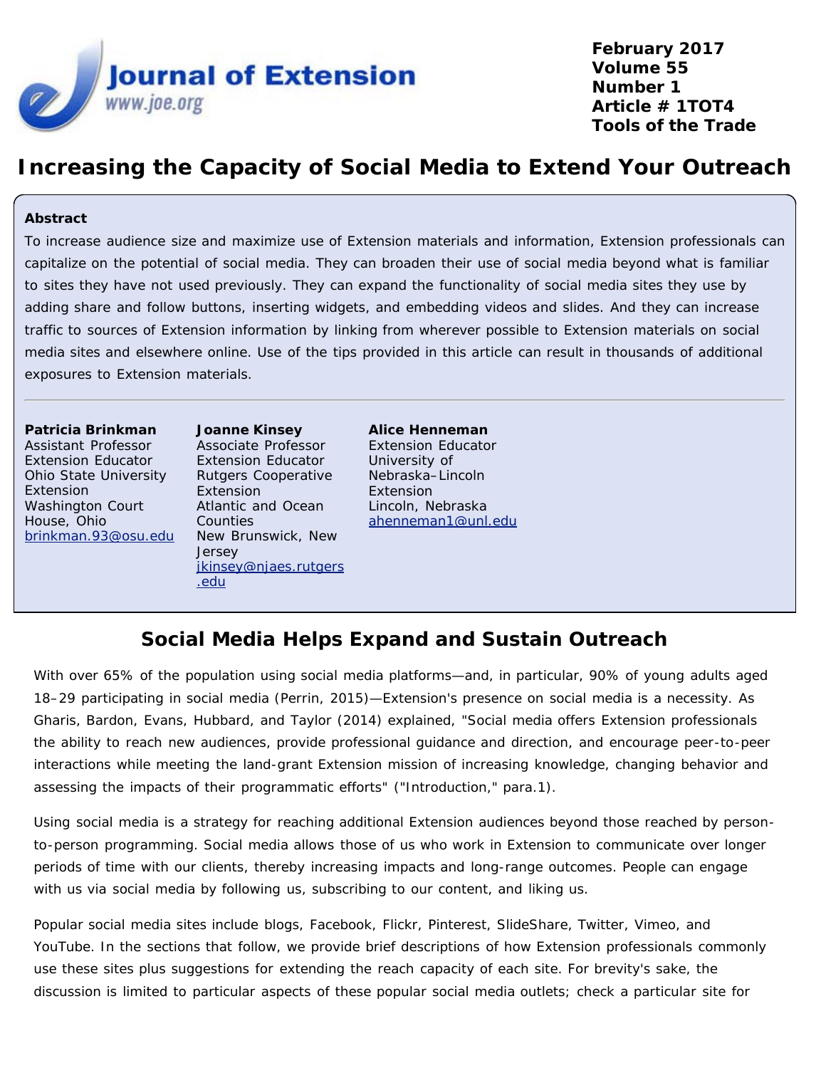# Increasing the Capacity of Social Media to Extend Your Outreach

**Abstract**

To increase audience size and maximize use of Extension materials and information, Extension professionals can capitalize on the potential of social media. They can broaden their use of social media beyond what is familiar to sites they have not used previously. They can expand the functionality of social media sites they use by adding share and follow buttons, inserting widgets, and embedding videos and slides. And they can increase traffic to sources of Extension information by linking from wherever possible to Extension materials on social media sites and elsewhere online. Use of the tips provided in this article can result in thousands of additional exposures to Extension materials.

---

**Patricia Brinkman**
Assistant Professor
Extension Educator
Ohio State University Extension
Washington Court House, Ohio
brinkman.93@osu.edu

**Joanne Kinsey**
Associate Professor
Extension Educator
Rutgers Cooperative Extension
Atlantic and Ocean Counties
New Brunswick, New Jersey
jkinsey@njaes.rutgers.edu

**Alice Henneman**
Extension Educator
University of Nebraska–Lincoln Extension
Lincoln, Nebraska
ahenneman1@unl.edu

## Social Media Helps Expand and Sustain Outreach

With over 65% of the population using social media platforms—and, in particular, 90% of young adults aged 18–29 participating in social media (Perrin, 2015)—Extension's presence on social media is a necessity. As Gharis, Bardon, Evans, Hubbard, and Taylor (2014) explained, "Social media offers Extension professionals the ability to reach new audiences, provide professional guidance and direction, and encourage peer-to-peer interactions while meeting the land-grant Extension mission of increasing knowledge, changing behavior and assessing the impacts of their programmatic efforts" ("Introduction," para.1).

Using social media is a strategy for reaching additional Extension audiences beyond those reached by person-to-person programming. Social media allows those of us who work in Extension to communicate over longer periods of time with our clients, thereby increasing impacts and long-range outcomes. People can engage with us via social media by following us, subscribing to our content, and liking us.

Popular social media sites include blogs, Facebook, Flickr, Pinterest, SlideShare, Twitter, Vimeo, and YouTube. In the sections that follow, we provide brief descriptions of how Extension professionals commonly use these sites plus suggestions for extending the reach capacity of each site. For brevity's sake, the discussion is limited to particular aspects of these popular social media outlets; check a particular site for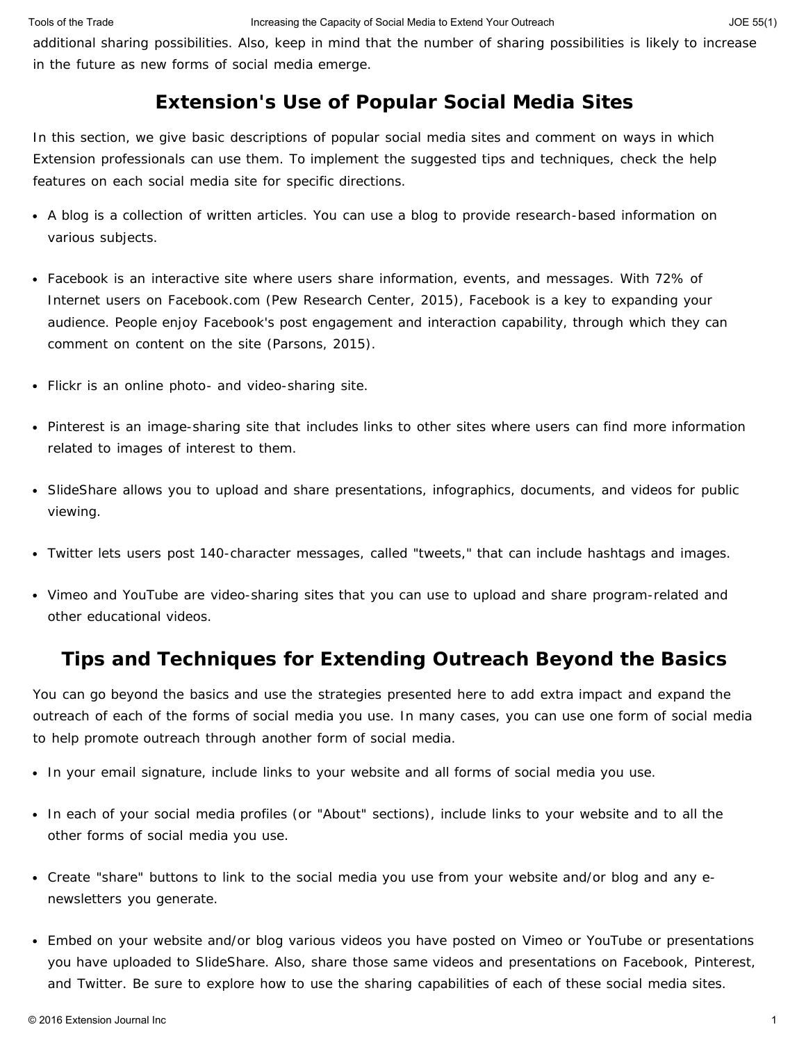additional sharing possibilities. Also, keep in mind that the number of sharing possibilities is likely to increase in the future as new forms of social media emerge.

## Extension's Use of Popular Social Media Sites

In this section, we give basic descriptions of popular social media sites and comment on ways in which Extension professionals can use them. To implement the suggested tips and techniques, check the help features on each social media site for specific directions.

- A blog is a collection of written articles. You can use a blog to provide research-based information on various subjects.
- Facebook is an interactive site where users share information, events, and messages. With 72% of Internet users on Facebook.com (Pew Research Center, 2015), Facebook is a key to expanding your audience. People enjoy Facebook's post engagement and interaction capability, through which they can comment on content on the site (Parsons, 2015).
- Flickr is an online photo- and video-sharing site.
- Pinterest is an image-sharing site that includes links to other sites where users can find more information related to images of interest to them.
- SlideShare allows you to upload and share presentations, infographics, documents, and videos for public viewing.
- Twitter lets users post 140-character messages, called "tweets," that can include hashtags and images.
- Vimeo and YouTube are video-sharing sites that you can use to upload and share program-related and other educational videos.

## Tips and Techniques for Extending Outreach Beyond the Basics

You can go beyond the basics and use the strategies presented here to add extra impact and expand the outreach of each of the forms of social media you use. In many cases, you can use one form of social media to help promote outreach through another form of social media.

- In your email signature, include links to your website and all forms of social media you use.
- In each of your social media profiles (or "About" sections), include links to your website and to all the other forms of social media you use.
- Create "share" buttons to link to the social media you use from your website and/or blog and any e-newsletters you generate.
- Embed on your website and/or blog various videos you have posted on Vimeo or YouTube or presentations you have uploaded to SlideShare. Also, share those same videos and presentations on Facebook, Pinterest, and Twitter. Be sure to explore how to use the sharing capabilities of each of these social media sites.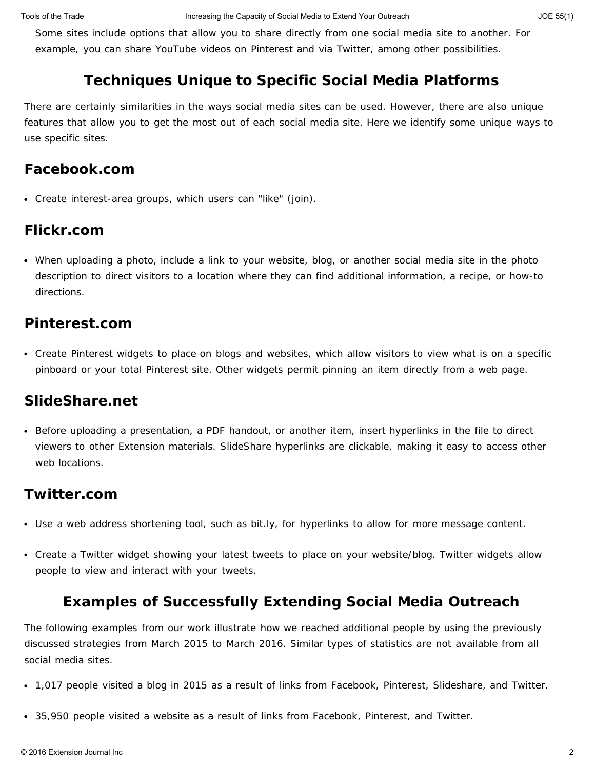Some sites include options that allow you to share directly from one social media site to another. For example, you can share YouTube videos on Pinterest and via Twitter, among other possibilities.

## Techniques Unique to Specific Social Media Platforms

There are certainly similarities in the ways social media sites can be used. However, there are also unique features that allow you to get the most out of each social media site. Here we identify some unique ways to use specific sites.

### Facebook.com

- Create interest-area groups, which users can "like" (join).

### Flickr.com

- When uploading a photo, include a link to your website, blog, or another social media site in the photo description to direct visitors to a location where they can find additional information, a recipe, or how-to directions.

### Pinterest.com

- Create Pinterest widgets to place on blogs and websites, which allow visitors to view what is on a specific pinboard or your total Pinterest site. Other widgets permit pinning an item directly from a web page.

### SlideShare.net

- Before uploading a presentation, a PDF handout, or another item, insert hyperlinks in the file to direct viewers to other Extension materials. SlideShare hyperlinks are clickable, making it easy to access other web locations.

### Twitter.com

- Use a web address shortening tool, such as bit.ly, for hyperlinks to allow for more message content.
- Create a Twitter widget showing your latest tweets to place on your website/blog. Twitter widgets allow people to view and interact with your tweets.

## Examples of Successfully Extending Social Media Outreach

The following examples from our work illustrate how we reached additional people by using the previously discussed strategies from March 2015 to March 2016. Similar types of statistics are not available from all social media sites.

- 1,017 people visited a blog in 2015 as a result of links from Facebook, Pinterest, Slideshare, and Twitter.
- 35,950 people visited a website as a result of links from Facebook, Pinterest, and Twitter.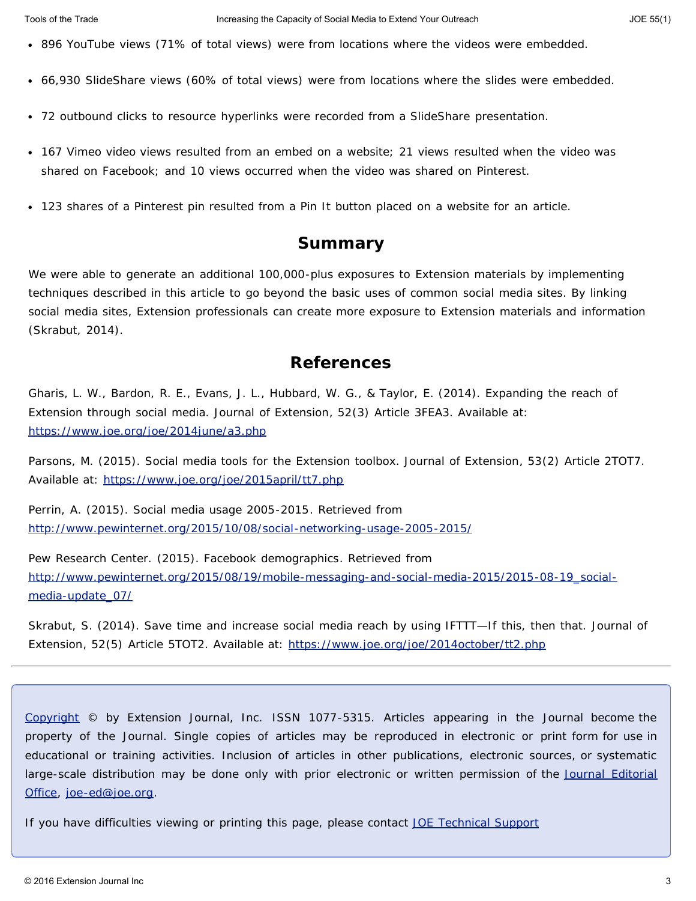- 896 YouTube views (71% of total views) were from locations where the videos were embedded.
- 66,930 SlideShare views (60% of total views) were from locations where the slides were embedded.
- 72 outbound clicks to resource hyperlinks were recorded from a SlideShare presentation.
- 167 Vimeo video views resulted from an embed on a website; 21 views resulted when the video was shared on Facebook; and 10 views occurred when the video was shared on Pinterest.
- 123 shares of a Pinterest pin resulted from a Pin It button placed on a website for an article.

## Summary

We were able to generate an additional 100,000-plus exposures to Extension materials by implementing techniques described in this article to go beyond the basic uses of common social media sites. By linking social media sites, Extension professionals can create more exposure to Extension materials and information (Skrabut, 2014).

## References

Gharis, L. W., Bardon, R. E., Evans, J. L., Hubbard, W. G., & Taylor, E. (2014). Expanding the reach of Extension through social media. Journal of Extension, 52(3) Article 3FEA3. Available at: https://www.joe.org/joe/2014june/a3.php

Parsons, M. (2015). Social media tools for the Extension toolbox. Journal of Extension, 53(2) Article 2TOT7. Available at: https://www.joe.org/joe/2015april/tt7.php

Perrin, A. (2015). Social media usage 2005-2015. Retrieved from http://www.pewinternet.org/2015/10/08/social-networking-usage-2005-2015/

Pew Research Center. (2015). Facebook demographics. Retrieved from http://www.pewinternet.org/2015/08/19/mobile-messaging-and-social-media-2015/2015-08-19_social-media-update_07/

Skrabut, S. (2014). Save time and increase social media reach by using IFTTT—If this, then that. Journal of Extension, 52(5) Article 5TOT2. Available at: https://www.joe.org/joe/2014october/tt2.php

---

Copyright © by Extension Journal, Inc. ISSN 1077-5315. Articles appearing in the Journal become the property of the Journal. Single copies of articles may be reproduced in electronic or print form for use in educational or training activities. Inclusion of articles in other publications, electronic sources, or systematic large-scale distribution may be done only with prior electronic or written permission of the Journal Editorial Office, joe-ed@joe.org.

If you have difficulties viewing or printing this page, please contact JOE Technical Support